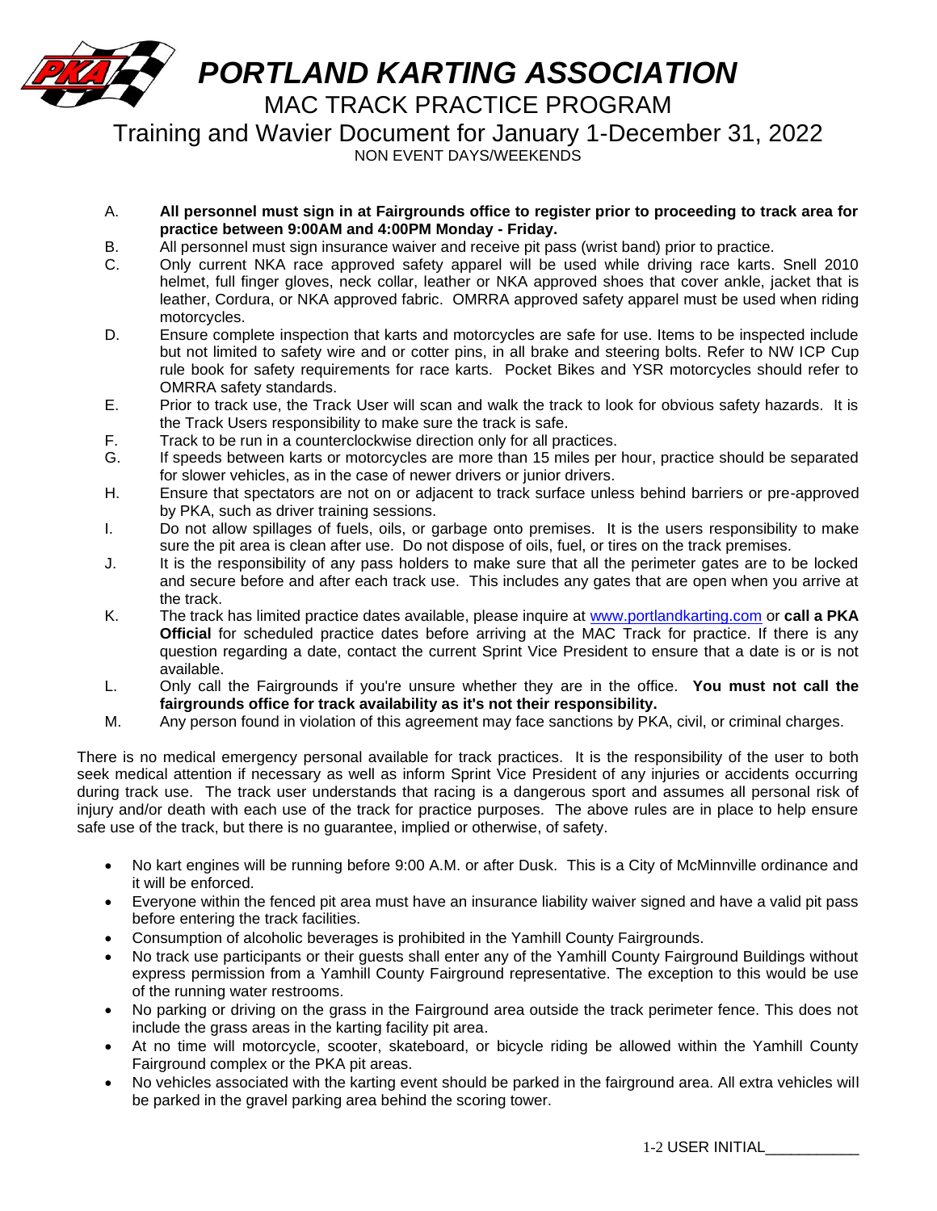# PORTLAND KARTING ASSOCIATION

## MAC TRACK PRACTICE PROGRAM

## Training and Wavier Document for January 1-December 31, 2022

NON EVENT DAYS/WEEKENDS

A. **All personnel must sign in at Fairgrounds office to register prior to proceeding to track area for practice between 9:00AM and 4:00PM Monday - Friday.**

B. All personnel must sign insurance waiver and receive pit pass (wrist band) prior to practice.

C. Only current NKA race approved safety apparel will be used while driving race karts. Snell 2010 helmet, full finger gloves, neck collar, leather or NKA approved shoes that cover ankle, jacket that is leather, Cordura, or NKA approved fabric. OMRRA approved safety apparel must be used when riding motorcycles.

D. Ensure complete inspection that karts and motorcycles are safe for use. Items to be inspected include but not limited to safety wire and or cotter pins, in all brake and steering bolts. Refer to NW ICP Cup rule book for safety requirements for race karts. Pocket Bikes and YSR motorcycles should refer to OMRRA safety standards.

E. Prior to track use, the Track User will scan and walk the track to look for obvious safety hazards. It is the Track Users responsibility to make sure the track is safe.

F. Track to be run in a counterclockwise direction only for all practices.

G. If speeds between karts or motorcycles are more than 15 miles per hour, practice should be separated for slower vehicles, as in the case of newer drivers or junior drivers.

H. Ensure that spectators are not on or adjacent to track surface unless behind barriers or pre-approved by PKA, such as driver training sessions.

I. Do not allow spillages of fuels, oils, or garbage onto premises. It is the users responsibility to make sure the pit area is clean after use. Do not dispose of oils, fuel, or tires on the track premises.

J. It is the responsibility of any pass holders to make sure that all the perimeter gates are to be locked and secure before and after each track use. This includes any gates that are open when you arrive at the track.

K. The track has limited practice dates available, please inquire at www.portlandkarting.com or **call a PKA Official** for scheduled practice dates before arriving at the MAC Track for practice. If there is any question regarding a date, contact the current Sprint Vice President to ensure that a date is or is not available.

L. Only call the Fairgrounds if you're unsure whether they are in the office. **You must not call the fairgrounds office for track availability as it's not their responsibility.**

M. Any person found in violation of this agreement may face sanctions by PKA, civil, or criminal charges.

There is no medical emergency personal available for track practices. It is the responsibility of the user to both seek medical attention if necessary as well as inform Sprint Vice President of any injuries or accidents occurring during track use. The track user understands that racing is a dangerous sport and assumes all personal risk of injury and/or death with each use of the track for practice purposes. The above rules are in place to help ensure safe use of the track, but there is no guarantee, implied or otherwise, of safety.

- No kart engines will be running before 9:00 A.M. or after Dusk. This is a City of McMinnville ordinance and it will be enforced.
- Everyone within the fenced pit area must have an insurance liability waiver signed and have a valid pit pass before entering the track facilities.
- Consumption of alcoholic beverages is prohibited in the Yamhill County Fairgrounds.
- No track use participants or their guests shall enter any of the Yamhill County Fairground Buildings without express permission from a Yamhill County Fairground representative. The exception to this would be use of the running water restrooms.
- No parking or driving on the grass in the Fairground area outside the track perimeter fence. This does not include the grass areas in the karting facility pit area.
- At no time will motorcycle, scooter, skateboard, or bicycle riding be allowed within the Yamhill County Fairground complex or the PKA pit areas.
- No vehicles associated with the karting event should be parked in the fairground area. All extra vehicles will be parked in the gravel parking area behind the scoring tower.

1-2 USER INITIAL___________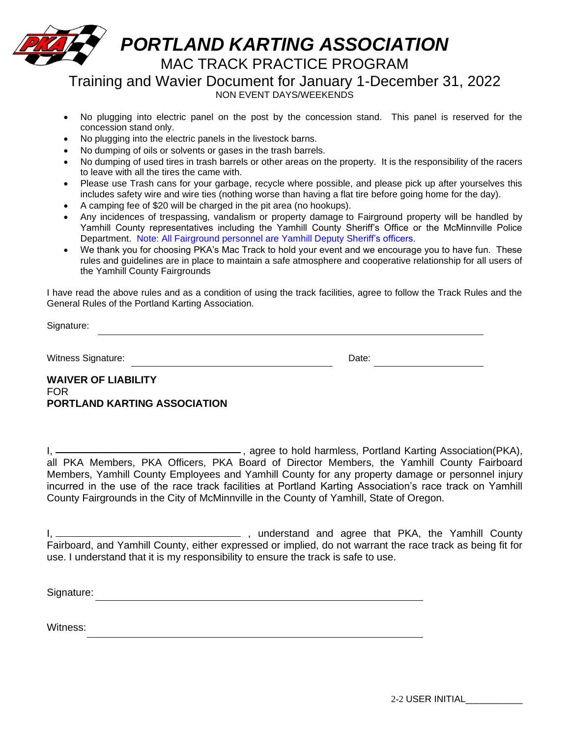# PORTLAND KARTING ASSOCIATION

## MAC TRACK PRACTICE PROGRAM

## Training and Wavier Document for January 1-December 31, 2022

NON EVENT DAYS/WEEKENDS

- No plugging into electric panel on the post by the concession stand. This panel is reserved for the concession stand only.
- No plugging into the electric panels in the livestock barns.
- No dumping of oils or solvents or gases in the trash barrels.
- No dumping of used tires in trash barrels or other areas on the property. It is the responsibility of the racers to leave with all the tires the came with.
- Please use Trash cans for your garbage, recycle where possible, and please pick up after yourselves this includes safety wire and wire ties (nothing worse than having a flat tire before going home for the day).
- A camping fee of $20 will be charged in the pit area (no hookups).
- Any incidences of trespassing, vandalism or property damage to Fairground property will be handled by Yamhill County representatives including the Yamhill County Sheriff's Office or the McMinnville Police Department. Note: All Fairground personnel are Yamhill Deputy Sheriff's officers.
- We thank you for choosing PKA's Mac Track to hold your event and we encourage you to have fun. These rules and guidelines are in place to maintain a safe atmosphere and cooperative relationship for all users of the Yamhill County Fairgrounds

I have read the above rules and as a condition of using the track facilities, agree to follow the Track Rules and the General Rules of the Portland Karting Association.

Signature: ______________________________

Witness Signature: ______________________________ Date: ______________

**WAIVER OF LIABILITY**
FOR
**PORTLAND KARTING ASSOCIATION**

I, ______________________________, agree to hold harmless, Portland Karting Association(PKA), all PKA Members, PKA Officers, PKA Board of Director Members, the Yamhill County Fairboard Members, Yamhill County Employees and Yamhill County for any property damage or personnel injury incurred in the use of the race track facilities at Portland Karting Association's race track on Yamhill County Fairgrounds in the City of McMinnville in the County of Yamhill, State of Oregon.

I, ______________________________, understand and agree that PKA, the Yamhill County Fairboard, and Yamhill County, either expressed or implied, do not warrant the race track as being fit for use. I understand that it is my responsibility to ensure the track is safe to use.

Signature: ______________________________

Witness: ______________________________

2-2 USER INITIAL___________